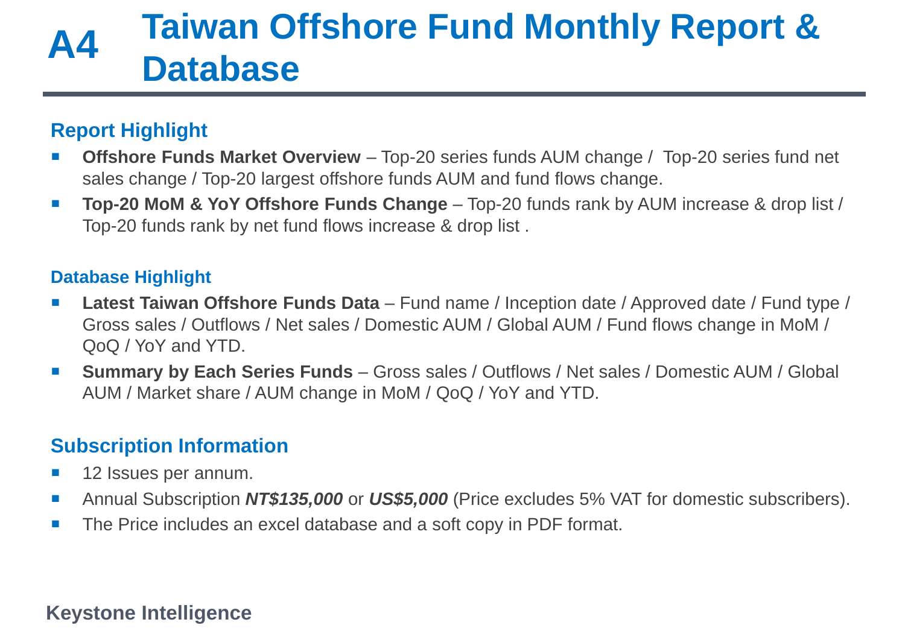# A4 Taiwan Offshore Fund Monthly Report & Database

## Report Highlight

- **Offshore Funds Market Overview** – Top-20 series funds AUM change / Top-20 series fund net sales change / Top-20 largest offshore funds AUM and fund flows change.
- **Top-20 MoM & YoY Offshore Funds Change** – Top-20 funds rank by AUM increase & drop list / Top-20 funds rank by net fund flows increase & drop list .

### Database Highlight

- **Latest Taiwan Offshore Funds Data** – Fund name / Inception date / Approved date / Fund type / Gross sales / Outflows / Net sales / Domestic AUM / Global AUM / Fund flows change in MoM / QoQ / YoY and YTD.
- **Summary by Each Series Funds** – Gross sales / Outflows / Net sales / Domestic AUM / Global AUM / Market share / AUM change in MoM / QoQ / YoY and YTD.

## Subscription Information

- 12 Issues per annum.
- Annual Subscription ***NT$135,000*** or ***US$5,000*** (Price excludes 5% VAT for domestic subscribers).
- The Price includes an excel database and a soft copy in PDF format.

**Keystone Intelligence**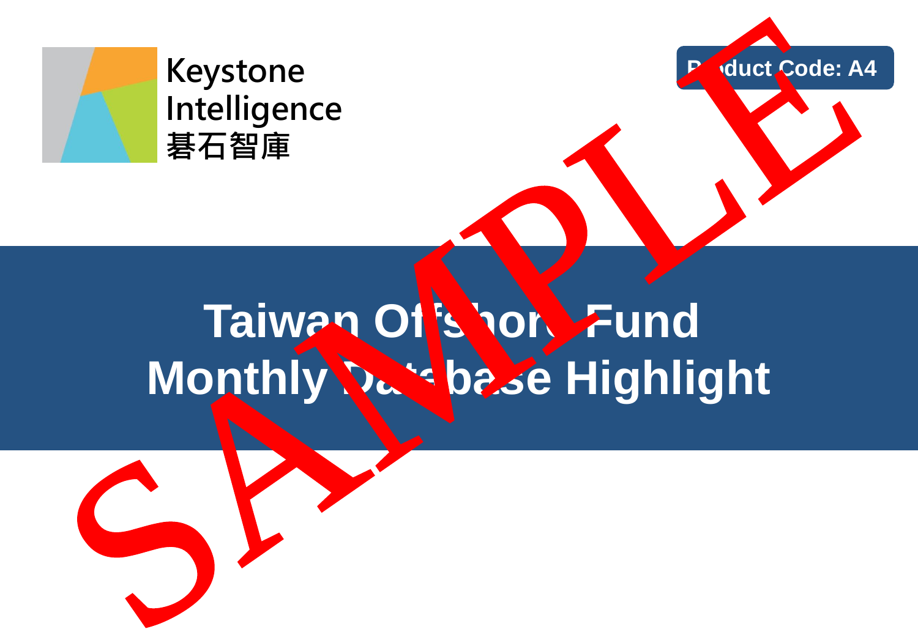Keystone Intelligence
碁石智庫

Product Code: A4

# Taiwan Offshore Fund Monthly Database Highlight

SAMPLE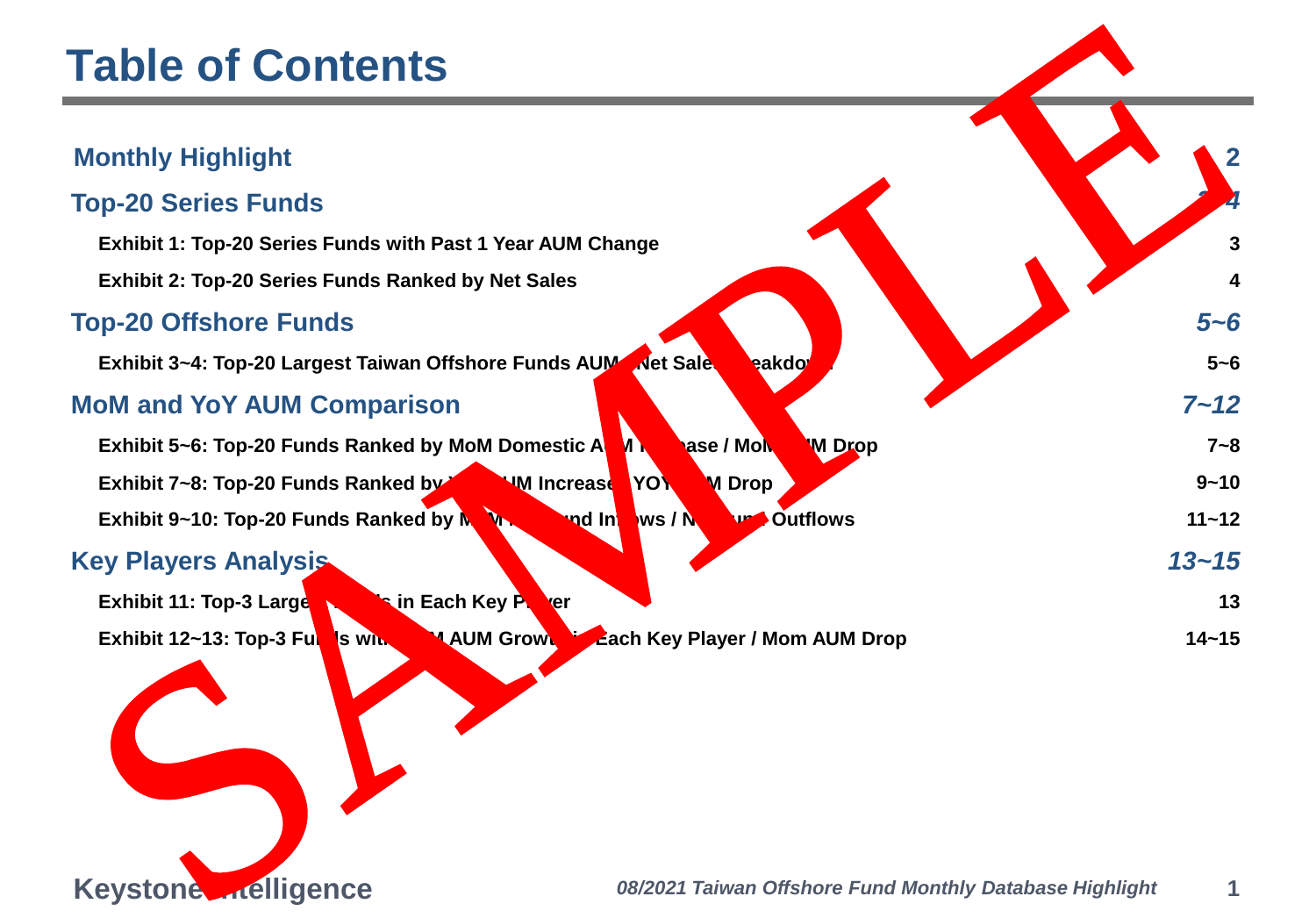# Table of Contents

| | |
|---|---|
| **Monthly Highlight** | **2** |
| **Top-20 Series Funds** | ***3~4*** |
| **Exhibit 1: Top-20 Series Funds with Past 1 Year AUM Change** | **3** |
| **Exhibit 2: Top-20 Series Funds Ranked by Net Sales** | **4** |
| **Top-20 Offshore Funds** | ***5~6*** |
| **Exhibit 3~4: Top-20 Largest Taiwan Offshore Funds AUM / Net Sales Breakdown** | **5~6** |
| **MoM and YoY AUM Comparison** | ***7~12*** |
| **Exhibit 5~6: Top-20 Funds Ranked by MoM Domestic AUM Increase / MoM AUM Drop** | **7~8** |
| **Exhibit 7~8: Top-20 Funds Ranked by YoY AUM Increase / YOY AUM Drop** | **9~10** |
| **Exhibit 9~10: Top-20 Funds Ranked by MoM Net Fund Inflows / Net Fund Outflows** | **11~12** |
| **Key Players Analysis** | ***13~15*** |
| **Exhibit 11: Top-3 Largest Funds in Each Key Player** | **13** |
| **Exhibit 12~13: Top-3 Funds with MoM AUM Growth in Each Key Player / Mom AUM Drop** | **14~15** |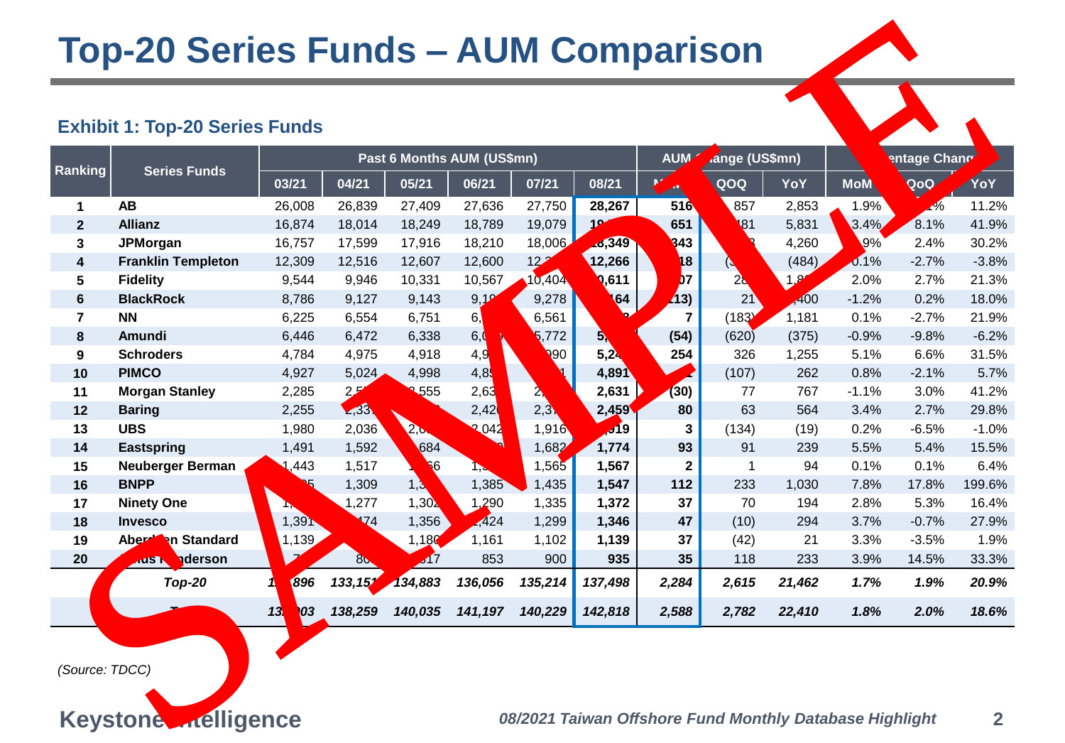# Top-20 Series Funds – AUM Comparison

### Exhibit 1: Top-20 Series Funds

| Ranking | Series Funds | Past 6 Months AUM (US$mn) | | | | | | AUM Change (US$mn) | | | Percentage Change | | |
|---|---|---|---|---|---|---|---|---|---|---|---|---|---|
| | | 03/21 | 04/21 | 05/21 | 06/21 | 07/21 | 08/21 | MoM | QOQ | YoY | MoM | QoQ | YoY |
| 1 | **AB** | 26,008 | 26,839 | 27,409 | 27,636 | 27,750 | **28,267** | **516** | 857 | 2,853 | 1.9% | | 11.2% |
| 2 | **Allianz** | 16,874 | 18,014 | 18,249 | 18,789 | 19,079 | **19** | **651** | 81 | 5,831 | 3.4% | 8.1% | 41.9% |
| 3 | **JPMorgan** | 16,757 | 17,599 | 17,916 | 18,210 | 18,006 | **18,349** | **343** | | 4,260 | 9% | 2.4% | 30.2% |
| 4 | **Franklin Templeton** | 12,309 | 12,516 | 12,607 | 12,600 | 12,2 | **12,266** | **18** | (3 | (484) | 0.1% | -2.7% | -3.8% |
| 5 | **Fidelity** | 9,544 | 9,946 | 10,331 | 10,567 | 10,404 | **10,611** | **07** | 28 | 1,8 | 2.0% | 2.7% | 21.3% |
| 6 | **BlackRock** | 8,786 | 9,127 | 9,143 | 9,19 | 9,278 | **164** | **113)** | 21 | 400 | -1.2% | 0.2% | 18.0% |
| 7 | **NN** | 6,225 | 6,554 | 6,751 | 6, | 6,561 | | **7** | (183) | 1,181 | 0.1% | -2.7% | 21.9% |
| 8 | **Amundi** | 6,446 | 6,472 | 6,338 | 6,0 | 5,772 | **5,** | **(54)** | (620) | (375) | -0.9% | -9.8% | -6.2% |
| 9 | **Schroders** | 4,784 | 4,975 | 4,918 | 4,9 | 990 | **5,24** | **254** | 326 | 1,255 | 5.1% | 6.6% | 31.5% |
| 10 | **PIMCO** | 4,927 | 5,024 | 4,998 | 4,85 | | **4,891** | | (107) | 262 | 0.8% | -2.1% | 5.7% |
| 11 | **Morgan Stanley** | 2,285 | 2,5 | 2,555 | 2,63 | 2, | **2,631** | **(30)** | 77 | 767 | -1.1% | 3.0% | 41.2% |
| 12 | **Baring** | 2,255 | 2,33 | | 2,420 | 2,37 | **2,459** | **80** | 63 | 564 | 3.4% | 2.7% | 29.8% |
| 13 | **UBS** | 1,980 | 2,036 | 2,0 | 2,042 | 1,916 | **919** | **3** | (134) | (19) | 0.2% | -6.5% | -1.0% |
| 14 | **Eastspring** | 1,491 | 1,592 | 684 | | 1,682 | **1,774** | **93** | 91 | 239 | 5.5% | 5.4% | 15.5% |
| 15 | **Neuberger Berman** | 1,443 | 1,517 | 66 | 1, | 1,565 | **1,567** | **2** | 1 | 94 | 0.1% | 0.1% | 6.4% |
| 16 | **BNPP** | 25 | 1,309 | 1,3 | 1,385 | 1,435 | **1,547** | **112** | 233 | 1,030 | 7.8% | 17.8% | 199.6% |
| 17 | **Ninety One** | 1, | 1,277 | 1,302 | 1,290 | 1,335 | **1,372** | **37** | 70 | 194 | 2.8% | 5.3% | 16.4% |
| 18 | **Invesco** | 1,391 | 474 | 1,356 | 1,424 | 1,299 | **1,346** | **47** | (10) | 294 | 3.7% | -0.7% | 27.9% |
| 19 | **Aberdeen Standard** | 1,139 | | 1,180 | 1,161 | 1,102 | **1,139** | **37** | (42) | 21 | 3.3% | -3.5% | 1.9% |
| 20 | **Janus Henderson** | 7 | 80 | 817 | 853 | 900 | **935** | **35** | 118 | 233 | 3.9% | 14.5% | 33.3% |
| | ***Top-20*** | ***896*** | ***133,151*** | ***134,883*** | ***136,056*** | ***135,214*** | ***137,498*** | ***2,284*** | ***2,615*** | ***21,462*** | ***1.7%*** | ***1.9%*** | ***20.9%*** |
| | ***Total*** | ***13 203*** | ***138,259*** | ***140,035*** | ***141,197*** | ***140,229*** | ***142,818*** | ***2,588*** | ***2,782*** | ***22,410*** | ***1.8%*** | ***2.0%*** | ***18.6%*** |

*(Source: TDCC)*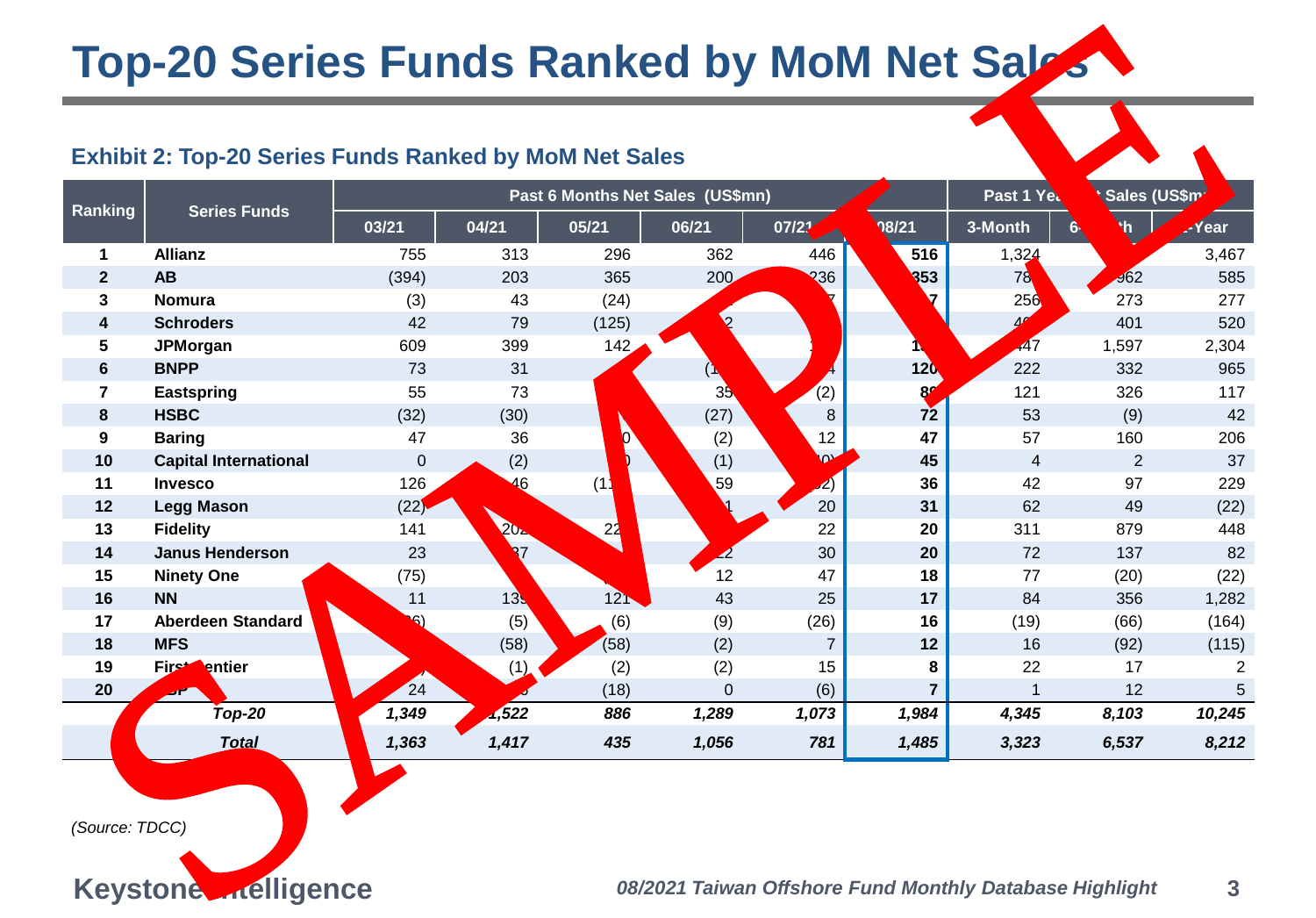# Top-20 Series Funds Ranked by MoM Net Sales

### Exhibit 2: Top-20 Series Funds Ranked by MoM Net Sales

| Ranking | Series Funds | Past 6 Months Net Sales (US$mn) | | | | | | Past 1 Year Net Sales (US$mn) | | |
|---|---|---|---|---|---|---|---|---|---|---|
| | | 03/21 | 04/21 | 05/21 | 06/21 | 07/21 | 08/21 | 3-Month | 6-Month | 1-Year |
| 1 | **Allianz** | 755 | 313 | 296 | 362 | 446 | **516** | 1,324 | | 3,467 |
| 2 | **AB** | (394) | 203 | 365 | 200 | 236 | **353** | 78 | 962 | 585 |
| 3 | **Nomura** | (3) | 43 | (24) | | 7 | **7** | 256 | 273 | 277 |
| 4 | **Schroders** | 42 | 79 | (125) | 2 | | | 40 | 401 | 520 |
| 5 | **JPMorgan** | 609 | 399 | 142 | | 1 | **1** | 447 | 1,597 | 2,304 |
| 6 | **BNPP** | 73 | 31 | | (1 | 4 | **120** | 222 | 332 | 965 |
| 7 | **Eastspring** | 55 | 73 | | 35 | (2) | **8** | 121 | 326 | 117 |
| 8 | **HSBC** | (32) | (30) | | (27) | 8 | **72** | 53 | (9) | 42 |
| 9 | **Baring** | 47 | 36 | 0 | (2) | 12 | **47** | 57 | 160 | 206 |
| 10 | **Capital International** | 0 | (2) | 0 | (1) | 0) | **45** | 4 | 2 | 37 |
| 11 | **Invesco** | 126 | 46 | (1 | 59 | 2) | **36** | 42 | 97 | 229 |
| 12 | **Legg Mason** | (22) | | | 1 | 20 | **31** | 62 | 49 | (22) |
| 13 | **Fidelity** | 141 | 202 | 22 | | 22 | **20** | 311 | 879 | 448 |
| 14 | **Janus Henderson** | 23 | 37 | | 2 | 30 | **20** | 72 | 137 | 82 |
| 15 | **Ninety One** | (75) | | | 12 | 47 | **18** | 77 | (20) | (22) |
| 16 | **NN** | 11 | 139 | 121 | 43 | 25 | **17** | 84 | 356 | 1,282 |
| 17 | **Aberdeen Standard** | 6) | (5) | (6) | (9) | (26) | **16** | (19) | (66) | (164) |
| 18 | **MFS** | | (58) | (58) | (2) | 7 | **12** | 16 | (92) | (115) |
| 19 | **First Sentier** | ) | (1) | (2) | (2) | 15 | **8** | 22 | 17 | 2 |
| 20 | **SP** | 24 | | (18) | 0 | (6) | **7** | 1 | 12 | 5 |
| | ***Top-20*** | ***1,349*** | ***1,522*** | ***886*** | ***1,289*** | ***1,073*** | ***1,984*** | ***4,345*** | ***8,103*** | ***10,245*** |
| | ***Total*** | ***1,363*** | ***1,417*** | ***435*** | ***1,056*** | ***781*** | ***1,485*** | ***3,323*** | ***6,537*** | ***8,212*** |

*(Source: TDCC)*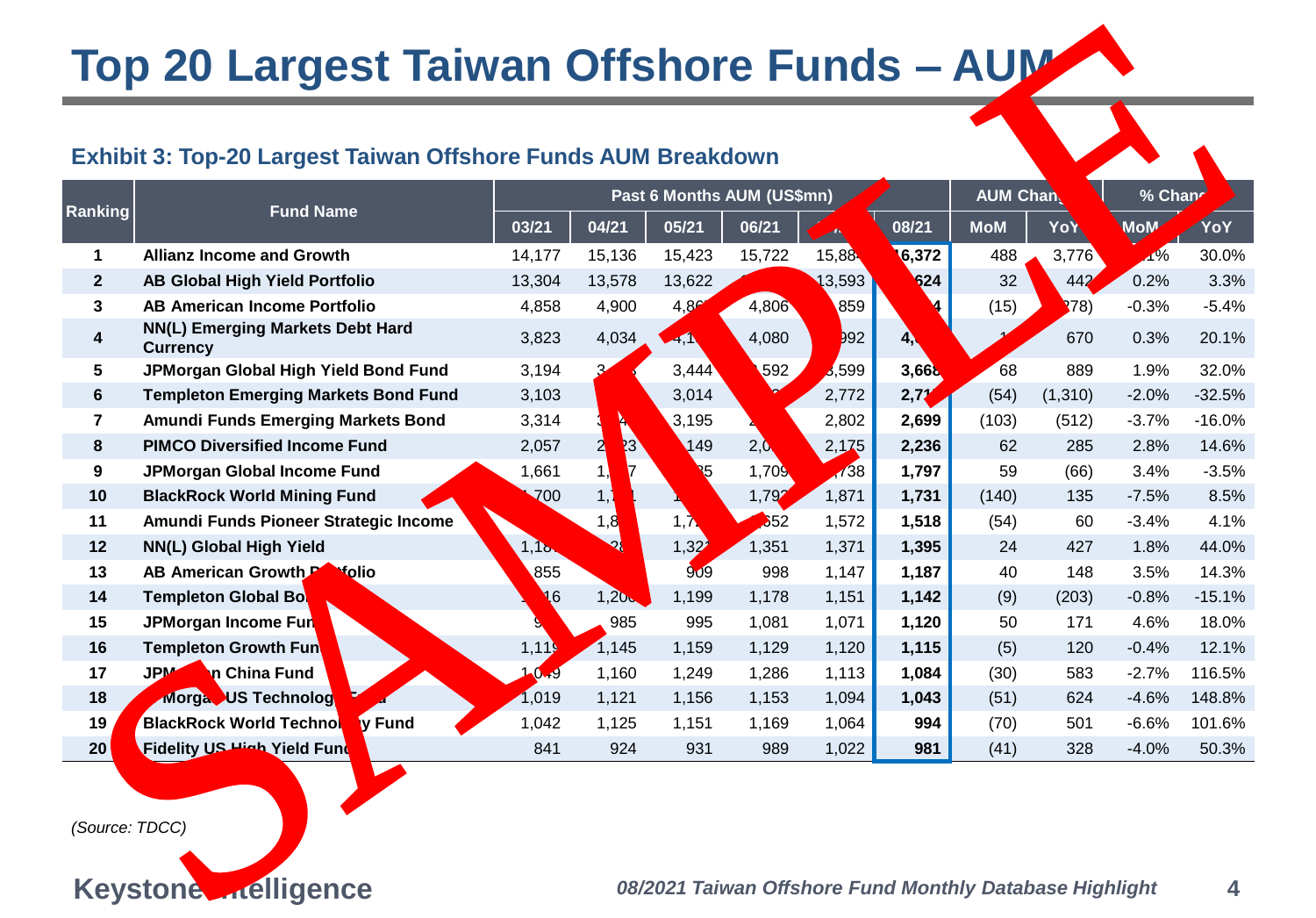# Top 20 Largest Taiwan Offshore Funds – AUM

### Exhibit 3: Top-20 Largest Taiwan Offshore Funds AUM Breakdown

| Ranking | Fund Name | Past 6 Months AUM (US$mn) | | | | | | AUM Change | | % Change | |
|---|---|---|---|---|---|---|---|---|---|---|---|
| | | 03/21 | 04/21 | 05/21 | 06/21 | 07/21 | 08/21 | MoM | YoY | MoM | YoY |
| 1 | Allianz Income and Growth | 14,177 | 15,136 | 15,423 | 15,722 | 15,884 | 16,372 | 488 | 3,776 | 3.1% | 30.0% |
| 2 | AB Global High Yield Portfolio | 13,304 | 13,578 | 13,622 | | 13,593 | 13,624 | 32 | 442 | 0.2% | 3.3% |
| 3 | AB American Income Portfolio | 4,858 | 4,900 | | 4,806 | 4,859 | 4,844 | (15) | (278) | -0.3% | -5.4% |
| 4 | NN(L) Emerging Markets Debt Hard Currency | 3,823 | 4,034 | | 4,080 | 3,992 | | | 670 | 0.3% | 20.1% |
| 5 | JPMorgan Global High Yield Bond Fund | 3,194 | | 3,444 | 3,592 | 3,599 | 3,668 | 68 | 889 | 1.9% | 32.0% |
| 6 | Templeton Emerging Markets Bond Fund | 3,103 | | 3,014 | | 2,772 | 2,718 | (54) | (1,310) | -2.0% | -32.5% |
| 7 | Amundi Funds Emerging Markets Bond | 3,314 | | 3,195 | | 2,802 | 2,699 | (103) | (512) | -3.7% | -16.0% |
| 8 | PIMCO Diversified Income Fund | 2,057 | | 2,149 | | 2,175 | 2,236 | 62 | 285 | 2.8% | 14.6% |
| 9 | JPMorgan Global Income Fund | 1,661 | | | 1,709 | 1,738 | 1,797 | 59 | (66) | 3.4% | -3.5% |
| 10 | BlackRock World Mining Fund | 1,700 | | | | 1,871 | 1,731 | (140) | 135 | -7.5% | 8.5% |
| 11 | Amundi Funds Pioneer Strategic Income | | | | 1,652 | 1,572 | 1,518 | (54) | 60 | -3.4% | 4.1% |
| 12 | NN(L) Global High Yield | | | | 1,351 | 1,371 | 1,395 | 24 | 427 | 1.8% | 44.0% |
| 13 | AB American Growth Portfolio | 855 | | 909 | 998 | 1,147 | 1,187 | 40 | 148 | 3.5% | 14.3% |
| 14 | Templeton Global Bond Fund | | | 1,199 | 1,178 | 1,151 | 1,142 | (9) | (203) | -0.8% | -15.1% |
| 15 | JPMorgan Income Fund | | 985 | 995 | 1,081 | 1,071 | 1,120 | 50 | 171 | 4.6% | 18.0% |
| 16 | Templeton Growth Fund | 1,119 | 1,145 | 1,159 | 1,129 | 1,120 | 1,115 | (5) | 120 | -0.4% | 12.1% |
| 17 | JPMorgan China Fund | 1,049 | 1,160 | 1,249 | 1,286 | 1,113 | 1,084 | (30) | 583 | -2.7% | 116.5% |
| 18 | JPMorgan US Technology Fund | 1,019 | 1,121 | 1,156 | 1,153 | 1,094 | 1,043 | (51) | 624 | -4.6% | 148.8% |
| 19 | BlackRock World Technology Fund | 1,042 | 1,125 | 1,151 | 1,169 | 1,064 | 994 | (70) | 501 | -6.6% | 101.6% |
| 20 | Fidelity US High Yield Fund | 841 | 924 | 931 | 989 | 1,022 | 981 | (41) | 328 | -4.0% | 50.3% |

*(Source: TDCC)*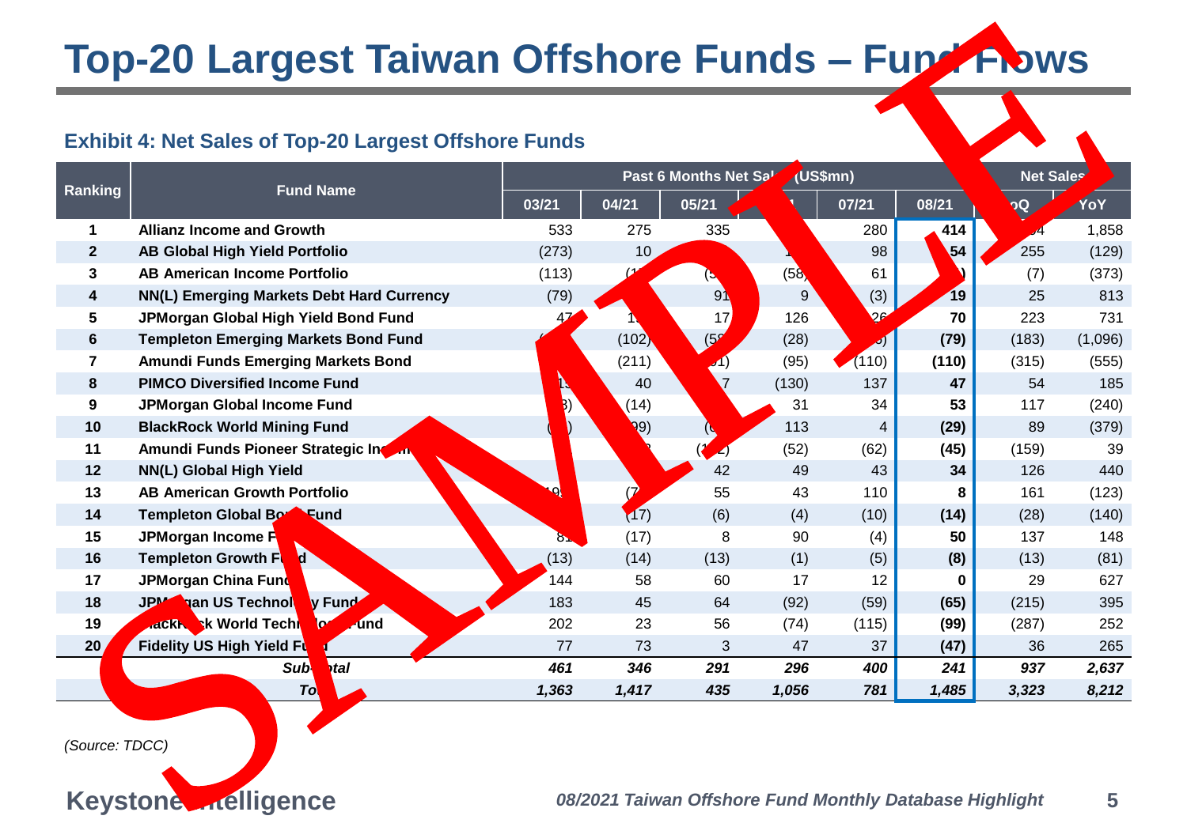# Top-20 Largest Taiwan Offshore Funds – Fund Flows

### Exhibit 4: Net Sales of Top-20 Largest Offshore Funds

| Ranking | Fund Name | Past 6 Months Net Sales (US$mn) | | | | | | Net Sales | |
|---|---|---|---|---|---|---|---|---|---|
| | | 03/21 | 04/21 | 05/21 | 06/21 | 07/21 | **08/21** | QoQ | YoY |
| 1 | **Allianz Income and Growth** | 533 | 275 | 335 | | 280 | **414** | | 1,858 |
| 2 | **AB Global High Yield Portfolio** | (273) | 10 | | | 98 | **54** | 255 | (129) |
| 3 | **AB American Income Portfolio** | (113) | | | (58) | 61 | | (7) | (373) |
| 4 | **NN(L) Emerging Markets Debt Hard Currency** | (79) | | 91 | 9 | (3) | **19** | 25 | 813 |
| 5 | **JPMorgan Global High Yield Bond Fund** | 47 | | 17 | 126 | | **70** | 223 | 731 |
| 6 | **Templeton Emerging Markets Bond Fund** | | (102) | | (28) | | **(79)** | (183) | (1,096) |
| 7 | **Amundi Funds Emerging Markets Bond** | | (211) | | (95) | (110) | **(110)** | (315) | (555) |
| 8 | **PIMCO Diversified Income Fund** | | 40 | | (130) | 137 | **47** | 54 | 185 |
| 9 | **JPMorgan Global Income Fund** | | (14) | | 31 | 34 | **53** | 117 | (240) |
| 10 | **BlackRock World Mining Fund** | | | | 113 | 4 | **(29)** | 89 | (379) |
| 11 | **Amundi Funds Pioneer Strategic Income** | | | | (52) | (62) | **(45)** | (159) | 39 |
| 12 | **NN(L) Global High Yield** | | | 42 | 49 | 43 | **34** | 126 | 440 |
| 13 | **AB American Growth Portfolio** | | | 55 | 43 | 110 | **8** | 161 | (123) |
| 14 | **Templeton Global Bond Fund** | | (17) | (6) | (4) | (10) | **(14)** | (28) | (140) |
| 15 | **JPMorgan Income Fund** | 81 | (17) | 8 | 90 | (4) | **50** | 137 | 148 |
| 16 | **Templeton Growth Fund** | (13) | (14) | (13) | (1) | (5) | **(8)** | (13) | (81) |
| 17 | **JPMorgan China Fund** | 144 | 58 | 60 | 17 | 12 | **0** | 29 | 627 |
| 18 | **JPMorgan US Technology Fund** | 183 | 45 | 64 | (92) | (59) | **(65)** | (215) | 395 |
| 19 | **BlackRock World Technology Fund** | 202 | 23 | 56 | (74) | (115) | **(99)** | (287) | 252 |
| 20 | **Fidelity US High Yield Fund** | 77 | 73 | 3 | 47 | 37 | **(47)** | 36 | 265 |
| | ***Subtotal*** | ***461*** | ***346*** | ***291*** | ***296*** | ***400*** | ***241*** | ***937*** | ***2,637*** |
| | ***Total*** | ***1,363*** | ***1,417*** | ***435*** | ***1,056*** | ***781*** | ***1,485*** | ***3,323*** | ***8,212*** |

*(Source: TDCC)*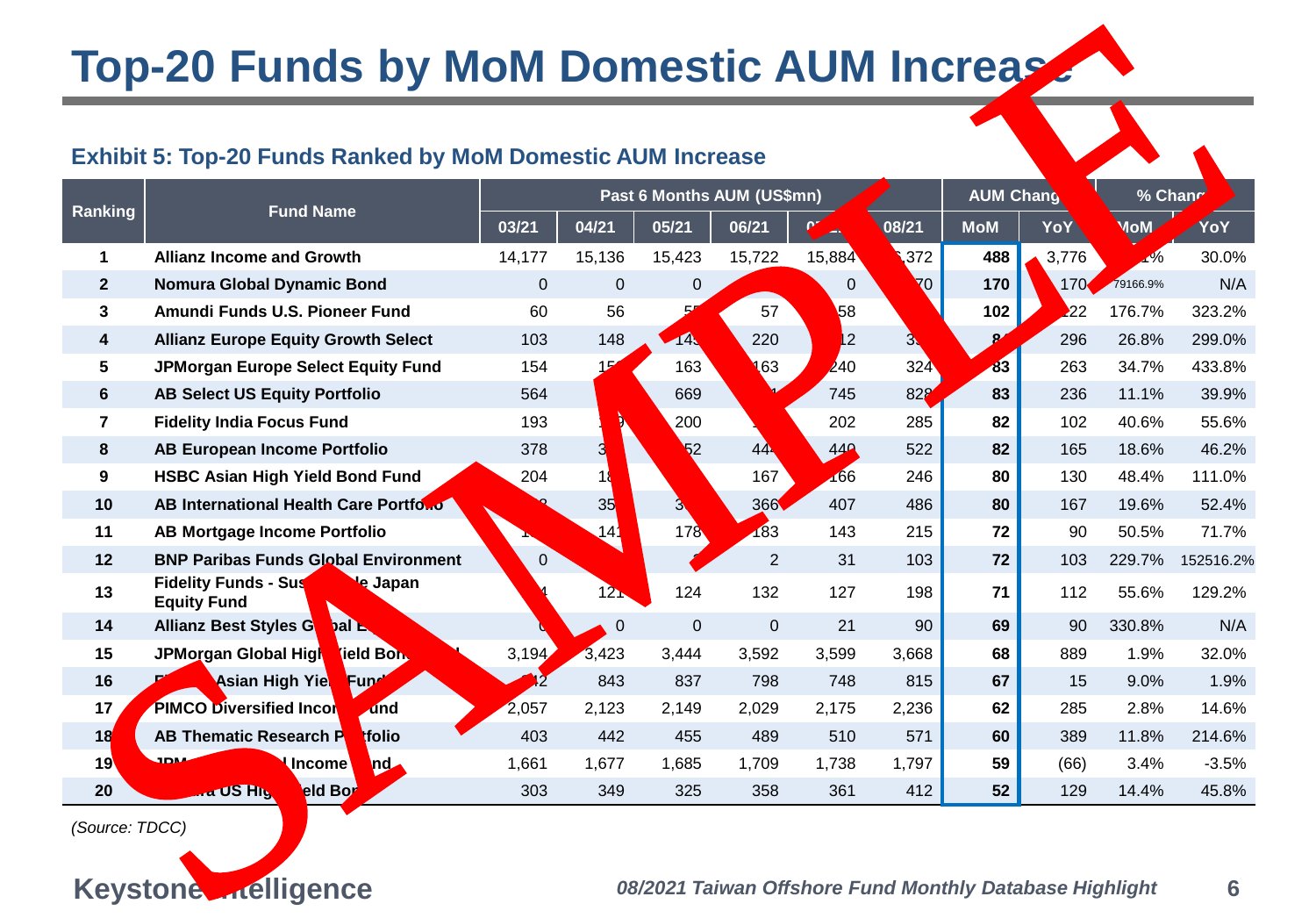# Top-20 Funds by MoM Domestic AUM Increase

### Exhibit 5: Top-20 Funds Ranked by MoM Domestic AUM Increase

| Ranking | Fund Name | Past 6 Months AUM (US$mn) | | | | | | AUM Change | | % Change | |
|---|---|---|---|---|---|---|---|---|---|---|---|
| | | 03/21 | 04/21 | 05/21 | 06/21 | 07/21 | 08/21 | MoM | YoY | MoM | YoY |
| 1 | Allianz Income and Growth | 14,177 | 15,136 | 15,423 | 15,722 | 15,884 | 16,372 | **488** | 3,776 | 3.1% | 30.0% |
| 2 | Nomura Global Dynamic Bond | 0 | 0 | 0 | | 0 | 170 | **170** | 170 | 79166.9% | N/A |
| 3 | Amundi Funds U.S. Pioneer Fund | 60 | 56 | 5 | 57 | 58 | | **102** | 122 | 176.7% | 323.2% |
| 4 | Allianz Europe Equity Growth Select | 103 | 148 | 14 | 220 | 12 | 3 | **8** | 296 | 26.8% | 299.0% |
| 5 | JPMorgan Europe Select Equity Fund | 154 | 15 | 163 | 163 | 240 | 324 | **83** | 263 | 34.7% | 433.8% |
| 6 | AB Select US Equity Portfolio | 564 | | 669 | | 745 | 828 | **83** | 236 | 11.1% | 39.9% |
| 7 | Fidelity India Focus Fund | 193 | | 200 | | 202 | 285 | **82** | 102 | 40.6% | 55.6% |
| 8 | AB European Income Portfolio | 378 | 3 | 52 | 44 | 440 | 522 | **82** | 165 | 18.6% | 46.2% |
| 9 | HSBC Asian High Yield Bond Fund | 204 | 18 | | 167 | 166 | 246 | **80** | 130 | 48.4% | 111.0% |
| 10 | AB International Health Care Portfolio | | 35 | 3 | 366 | 407 | 486 | **80** | 167 | 19.6% | 52.4% |
| 11 | AB Mortgage Income Portfolio | | 141 | 178 | 183 | 143 | 215 | **72** | 90 | 50.5% | 71.7% |
| 12 | BNP Paribas Funds Global Environment | 0 | | | 2 | 31 | 103 | **72** | 103 | 229.7% | 152516.2% |
| 13 | Fidelity Funds - Sus le Japan Equity Fund | | 121 | 124 | 132 | 127 | 198 | **71** | 112 | 55.6% | 129.2% |
| 14 | Allianz Best Styles G bal E | | 0 | 0 | 0 | 21 | 90 | **69** | 90 | 330.8% | N/A |
| 15 | JPMorgan Global High Yield Bon | 3,194 | 3,423 | 3,444 | 3,592 | 3,599 | 3,668 | **68** | 889 | 1.9% | 32.0% |
| 16 | Asian High Yie Fund | 2 | 843 | 837 | 798 | 748 | 815 | **67** | 15 | 9.0% | 1.9% |
| 17 | PIMCO Diversified Income Fund | 2,057 | 2,123 | 2,149 | 2,029 | 2,175 | 2,236 | **62** | 285 | 2.8% | 14.6% |
| 18 | AB Thematic Research Portfolio | 403 | 442 | 455 | 489 | 510 | 571 | **60** | 389 | 11.8% | 214.6% |
| 19 | l Income nd | 1,661 | 1,677 | 1,685 | 1,709 | 1,738 | 1,797 | **59** | (66) | 3.4% | -3.5% |
| 20 | US Hig eld Bo | 303 | 349 | 325 | 358 | 361 | 412 | **52** | 129 | 14.4% | 45.8% |

*(Source: TDCC)*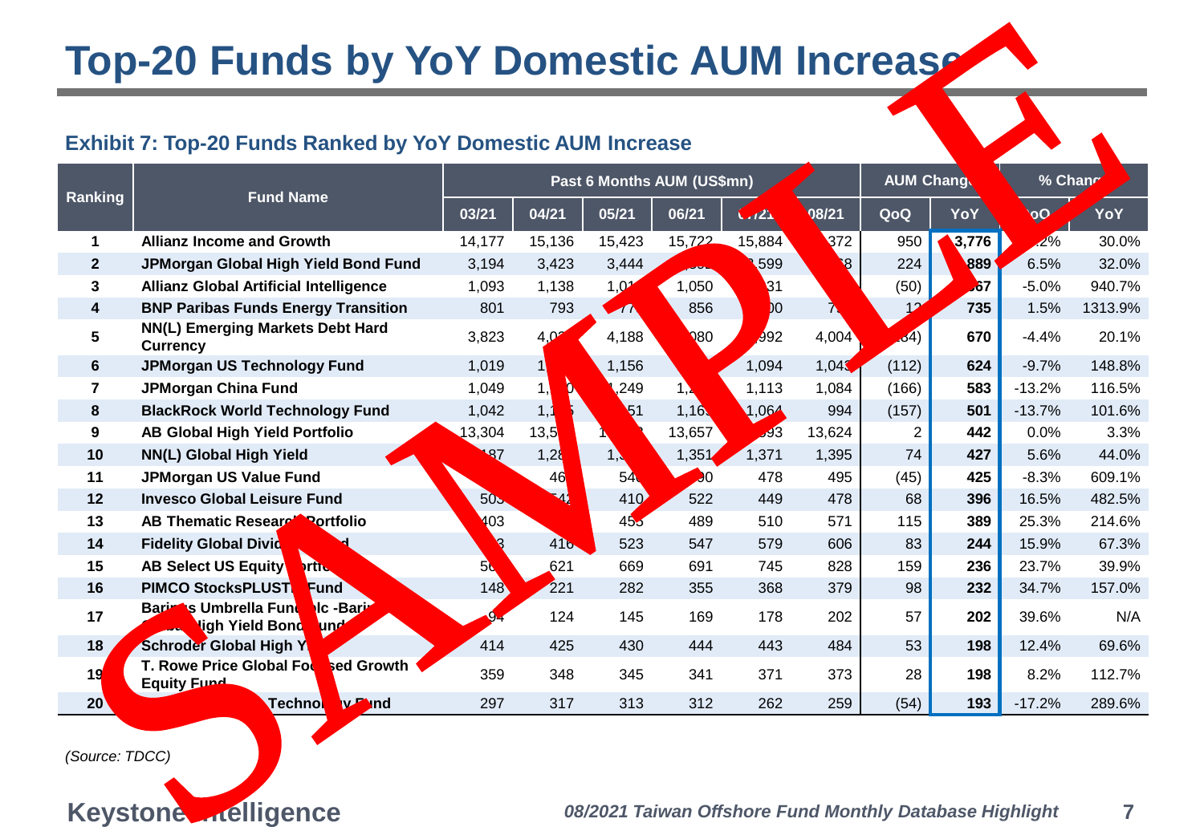# Top-20 Funds by YoY Domestic AUM Increase

### Exhibit 7: Top-20 Funds Ranked by YoY Domestic AUM Increase

| Ranking | Fund Name | Past 6 Months AUM (US$mn) | | | | | | AUM Change | | % Change | |
|---|---|---|---|---|---|---|---|---|---|---|---|
| | | 03/21 | 04/21 | 05/21 | 06/21 | 07/21 | 08/21 | QoQ | YoY | QoQ | YoY |
| 1 | **Allianz Income and Growth** | 14,177 | 15,136 | 15,423 | 15,722 | 15,884 | 372 | 950 | **3,776** | 2% | 30.0% |
| 2 | **JPMorgan Global High Yield Bond Fund** | 3,194 | 3,423 | 3,444 | | 599 | 8 | 224 | **889** | 6.5% | 32.0% |
| 3 | **Allianz Global Artificial Intelligence** | 1,093 | 1,138 | 1,0 | 1,050 | 31 | | (50) | **67** | -5.0% | 940.7% |
| 4 | **BNP Paribas Funds Energy Transition** | 801 | 793 | 7 | 856 | 00 | 7 | 12 | **735** | 1.5% | 1313.9% |
| 5 | **NN(L) Emerging Markets Debt Hard Currency** | 3,823 | 4,0 | 4,188 | 080 | 992 | 4,004 | 84) | **670** | -4.4% | 20.1% |
| 6 | **JPMorgan US Technology Fund** | 1,019 | 1 | 1,156 | | 1,094 | 1,043 | (112) | **624** | -9.7% | 148.8% |
| 7 | **JPMorgan China Fund** | 1,049 | 1, 0 | 1,249 | 1, | 1,113 | 1,084 | (166) | **583** | -13.2% | 116.5% |
| 8 | **BlackRock World Technology Fund** | 1,042 | 1, 5 | 51 | 1,16 | 1,064 | 994 | (157) | **501** | -13.7% | 101.6% |
| 9 | **AB Global High Yield Portfolio** | 13,304 | 13,5 | | 13,657 | 93 | 13,624 | 2 | **442** | 0.0% | 3.3% |
| 10 | **NN(L) Global High Yield** | 187 | 1,28 | 1, | 1,351 | 1,371 | 1,395 | 74 | **427** | 5.6% | 44.0% |
| 11 | **JPMorgan US Value Fund** | | 46 | 54 | 90 | 478 | 495 | (45) | **425** | -8.3% | 609.1% |
| 12 | **Invesco Global Leisure Fund** | 50 | 42 | 410 | 522 | 449 | 478 | 68 | **396** | 16.5% | 482.5% |
| 13 | **AB Thematic Researc Portfolio** | 403 | | 45 | 489 | 510 | 571 | 115 | **389** | 25.3% | 214.6% |
| 14 | **Fidelity Global Divid d** | 3 | 416 | 523 | 547 | 579 | 606 | 83 | **244** | 15.9% | 67.3% |
| 15 | **AB Select US Equity rtf** | 56 | 621 | 669 | 691 | 745 | 828 | 159 | **236** | 23.7% | 39.9% |
| 16 | **PIMCO StocksPLUST Fund** | 148 | 221 | 282 | 355 | 368 | 379 | 98 | **232** | 34.7% | 157.0% |
| 17 | **Bari s Umbrella Fun lc -Bari igh Yield Bon und** | 94 | 124 | 145 | 169 | 178 | 202 | 57 | **202** | 39.6% | N/A |
| 18 | **Schroder Global High Y** | 414 | 425 | 430 | 444 | 443 | 484 | 53 | **198** | 12.4% | 69.6% |
| 19 | **T. Rowe Price Global Fo sed Growth Equity Fund** | 359 | 348 | 345 | 341 | 371 | 373 | 28 | **198** | 8.2% | 112.7% |
| 20 | **Techno y Fund** | 297 | 317 | 313 | 312 | 262 | 259 | (54) | **193** | -17.2% | 289.6% |

*(Source: TDCC)*

**Keystone Intelligence**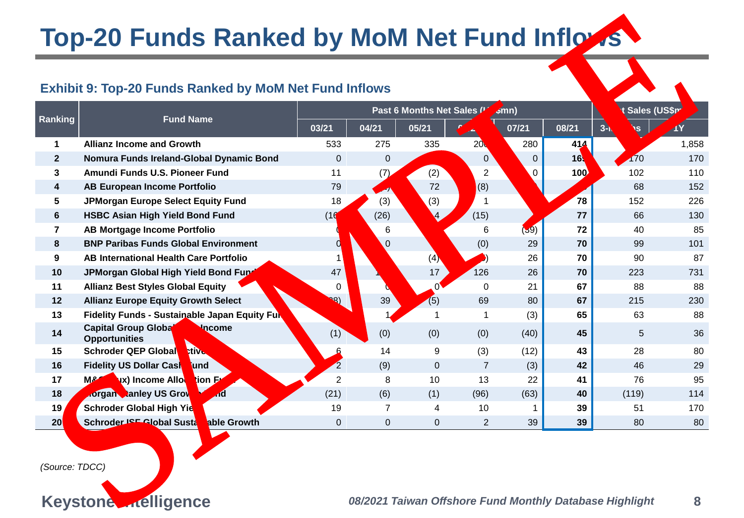# Top-20 Funds Ranked by MoM Net Fund Inflows

### Exhibit 9: Top-20 Funds Ranked by MoM Net Fund Inflows

| Ranking | Fund Name | Past 6 Months Net Sales (US$mn) | | | | | | Net Sales (US$mn) | |
|---|---|---|---|---|---|---|---|---|---|
| | | 03/21 | 04/21 | 05/21 | 06/21 | 07/21 | 08/21 | 3-Months | 1Y |
| 1 | Allianz Income and Growth | 533 | 275 | 335 | 20 | 280 | 414 | | 1,858 |
| 2 | Nomura Funds Ireland-Global Dynamic Bond | 0 | 0 | | 0 | 0 | 16 | 170 | 170 |
| 3 | Amundi Funds U.S. Pioneer Fund | 11 | (7) | (2) | 2 | 0 | 100 | 102 | 110 |
| 4 | AB European Income Portfolio | 79 | | 72 | (8) | | | 68 | 152 |
| 5 | JPMorgan Europe Select Equity Fund | 18 | (3) | (3) | 1 | | 78 | 152 | 226 |
| 6 | HSBC Asian High Yield Bond Fund | (16 | (26) | 4 | (15) | | 77 | 66 | 130 |
| 7 | AB Mortgage Income Portfolio | | 6 | | 6 | (39) | 72 | 40 | 85 |
| 8 | BNP Paribas Funds Global Environment | 0 | 0 | | (0) | 29 | 70 | 99 | 101 |
| 9 | AB International Health Care Portfolio | 1 | | (4) | | 26 | 70 | 90 | 87 |
| 10 | JPMorgan Global High Yield Bond Fund | 47 | | 17 | 126 | 26 | 70 | 223 | 731 |
| 11 | Allianz Best Styles Global Equity | 0 | | 0 | 0 | 21 | 67 | 88 | 88 |
| 12 | Allianz Europe Equity Growth Select | 38) | 39 | (5) | 69 | 80 | 67 | 215 | 230 |
| 13 | Fidelity Funds - Sustainable Japan Equity Fu | | 1 | 1 | 1 | (3) | 65 | 63 | 88 |
| 14 | Capital Group Globa Income Opportunities | (1) | (0) | (0) | (0) | (40) | 45 | 5 | 36 |
| 15 | Schroder QEP Global ctive | 6 | 14 | 9 | (3) | (12) | 43 | 28 | 80 |
| 16 | Fidelity US Dollar Cash Fund | 2 | (9) | 0 | 7 | (3) | 42 | 46 | 29 |
| 17 | M& ux) Income Allocation Fu | 2 | 8 | 10 | 13 | 22 | 41 | 76 | 95 |
| 18 | organ Stanley US Grow nd | (21) | (6) | (1) | (96) | (63) | 40 | (119) | 114 |
| 19 | Schroder Global High Yie | 19 | 7 | 4 | 10 | 1 | 39 | 51 | 170 |
| 20 | Schroder ISF Global Susta able Growth | 0 | 0 | 0 | 2 | 39 | 39 | 80 | 80 |

*(Source: TDCC)*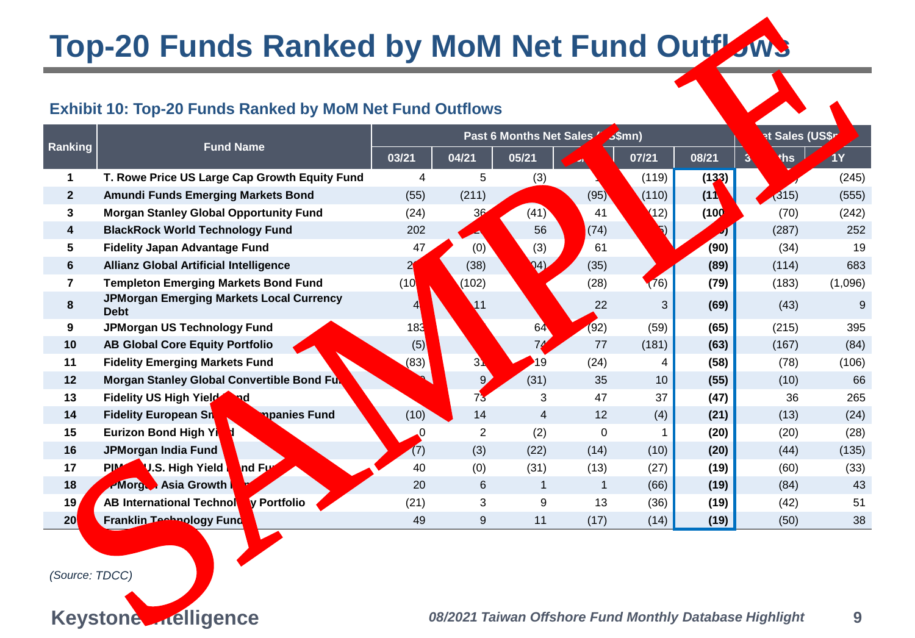# Top-20 Funds Ranked by MoM Net Fund Outflows

### Exhibit 10: Top-20 Funds Ranked by MoM Net Fund Outflows

| Ranking | Fund Name | Past 6 Months Net Sales (US$mn) | | | | | | Net Sales (US$mn) | |
|---|---|---|---|---|---|---|---|---|---|
| | | 03/21 | 04/21 | 05/21 | 06/21 | 07/21 | 08/21 | 3 Months | 1Y |
| 1 | T. Rowe Price US Large Cap Growth Equity Fund | 4 | 5 | (3) | | (119) | **(133)** | | (245) |
| 2 | Amundi Funds Emerging Markets Bond | (55) | (211) | | | (95) | (110) | **(11** | (315) | (555) |
| 3 | Morgan Stanley Global Opportunity Fund | (24) | 36 | (41) | 41 | (12) | **(100** | (70) | (242) |
| 4 | BlackRock World Technology Fund | 202 | | 56 | (74) | | | (287) | 252 |
| 5 | Fidelity Japan Advantage Fund | 47 | (0) | (3) | 61 | | **(90)** | (34) | 19 |
| 6 | Allianz Global Artificial Intelligence | 2 | (38) | | (35) | | **(89)** | (114) | 683 |
| 7 | Templeton Emerging Markets Bond Fund | (10 | (102) | | (28) | (76) | **(79)** | (183) | (1,096) |
| 8 | JPMorgan Emerging Markets Local Currency Debt | 4 | 11 | | 22 | 3 | **(69)** | (43) | 9 |
| 9 | JPMorgan US Technology Fund | 183 | | 64 | (92) | (59) | **(65)** | (215) | 395 |
| 10 | AB Global Core Equity Portfolio | (5) | | 74 | 77 | (181) | **(63)** | (167) | (84) |
| 11 | Fidelity Emerging Markets Fund | (83) | 31 | 19 | (24) | 4 | **(58)** | (78) | (106) |
| 12 | Morgan Stanley Global Convertible Bond Fu | | 9 | (31) | 35 | 10 | **(55)** | (10) | 66 |
| 13 | Fidelity US High Yield nd | | 73 | 3 | 47 | 37 | **(47)** | 36 | 265 |
| 14 | Fidelity European Sm mpanies Fund | (10) | 14 | 4 | 12 | (4) | **(21)** | (13) | (24) |
| 15 | Eurizon Bond High Yi d | 0 | 2 | (2) | 0 | 1 | **(20)** | (20) | (28) |
| 16 | JPMorgan India Fund | (7) | (3) | (22) | (14) | (10) | **(20)** | (44) | (135) |
| 17 | PIM U.S. High Yield nd Fu | 40 | (0) | (31) | (13) | (27) | **(19)** | (60) | (33) |
| 18 | Morg Asia Growth | 20 | 6 | 1 | 1 | (66) | **(19)** | (84) | 43 |
| 19 | AB International Technol y Portfolio | (21) | 3 | 9 | 13 | (36) | **(19)** | (42) | 51 |
| 20 | Franklin Technology Fund | 49 | 9 | 11 | (17) | (14) | **(19)** | (50) | 38 |

*(Source: TDCC)*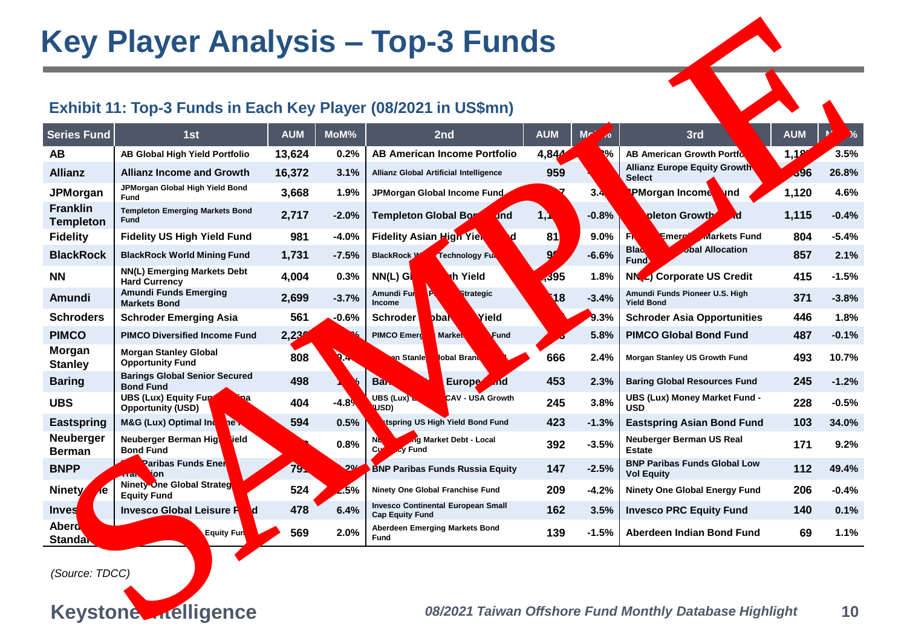# Key Player Analysis – Top-3 Funds

### Exhibit 11: Top-3 Funds in Each Key Player (08/2021 in US$mn)

| Series Fund | 1st | AUM | MoM% | 2nd | AUM | MoM% | 3rd | AUM | MoM% |
|---|---|---|---|---|---|---|---|---|---|
| AB | AB Global High Yield Portfolio | 13,624 | 0.2% | AB American Income Portfolio | 4,844 | % | AB American Growth Portfo | 1,18 | 3.5% |
| Allianz | Allianz Income and Growth | 16,372 | 3.1% | Allianz Global Artificial Intelligence | 959 | | Allianz Europe Equity Growth Select | 596 | 26.8% |
| JPMorgan | JPMorgan Global High Yield Bond Fund | 3,668 | 1.9% | JPMorgan Global Income Fund | 7 | 3.4 | JPMorgan Income Fund | 1,120 | 4.6% |
| Franklin Templeton | Templeton Emerging Markets Bond Fund | 2,717 | -2.0% | Templeton Global Bond Fund | 1, | -0.8% | Templeton Growth Fund | 1,115 | -0.4% |
| Fidelity | Fidelity US High Yield Fund | 981 | -4.0% | Fidelity Asian High Yield Fund | 81 | 9.0% | Fidelity Emerging Markets Fund | 804 | -5.4% |
| BlackRock | BlackRock World Mining Fund | 1,731 | -7.5% | BlackRock World Technology Fund | 9 | -6.6% | BlackRock Global Allocation Fund | 857 | 2.1% |
| NN | NN(L) Emerging Markets Debt Hard Currency | 4,004 | 0.3% | NN(L) Global High Yield | ,395 | 1.8% | NN(L) Corporate US Credit | 415 | -1.5% |
| Amundi | Amundi Funds Emerging Markets Bond | 2,699 | -3.7% | Amundi Funds Pioneer Strategic Income | 18 | -3.4% | Amundi Funds Pioneer U.S. High Yield Bond | 371 | -3.8% |
| Schroders | Schroder Emerging Asia | 561 | -0.6% | Schroder Global High Yield | | 9.3% | Schroder Asia Opportunities | 446 | 1.8% |
| PIMCO | PIMCO Diversified Income Fund | 2,23 | % | PIMCO Emerging Markets Fund | | 5.8% | PIMCO Global Bond Fund | 487 | -0.1% |
| Morgan Stanley | Morgan Stanley Global Opportunity Fund | 808 | | Morgan Stanley Global Brands | 666 | 2.4% | Morgan Stanley US Growth Fund | 493 | 10.7% |
| Baring | Barings Global Senior Secured Bond Fund | 498 | | Barings Europe Fund | 453 | 2.3% | Baring Global Resources Fund | 245 | -1.2% |
| UBS | UBS (Lux) Equity Fund China Opportunity (USD) | 404 | -4.8% | UBS (Lux) SICAV - USA Growth (USD) | 245 | 3.8% | UBS (Lux) Money Market Fund - USD | 228 | -0.5% |
| Eastspring | M&G (Lux) Optimal Income | 594 | 0.5% | Eastspring US High Yield Bond Fund | 423 | -1.3% | Eastspring Asian Bond Fund | 103 | 34.0% |
| Neuberger Berman | Neuberger Berman High Yield Bond Fund | | 0.8% | Neuberger Berman Emerging Market Debt - Local Currency Fund | 392 | -3.5% | Neuberger Berman US Real Estate | 171 | 9.2% |
| BNPP | BNP Paribas Funds Energy Transition | 79 | % | BNP Paribas Funds Russia Equity | 147 | -2.5% | BNP Paribas Funds Global Low Vol Equity | 112 | 49.4% |
| Ninety One | Ninety One Global Strategic Equity Fund | 524 | .5% | Ninety One Global Franchise Fund | 209 | -4.2% | Ninety One Global Energy Fund | 206 | -0.4% |
| Invesco | Invesco Global Leisure Fund | 478 | 6.4% | Invesco Continental European Small Cap Equity Fund | 162 | 3.5% | Invesco PRC Equity Fund | 140 | 0.1% |
| Aberdeen Standard | Equity Fund | 569 | 2.0% | Aberdeen Emerging Markets Bond Fund | 139 | -1.5% | Aberdeen Indian Bond Fund | 69 | 1.1% |

*(Source: TDCC)*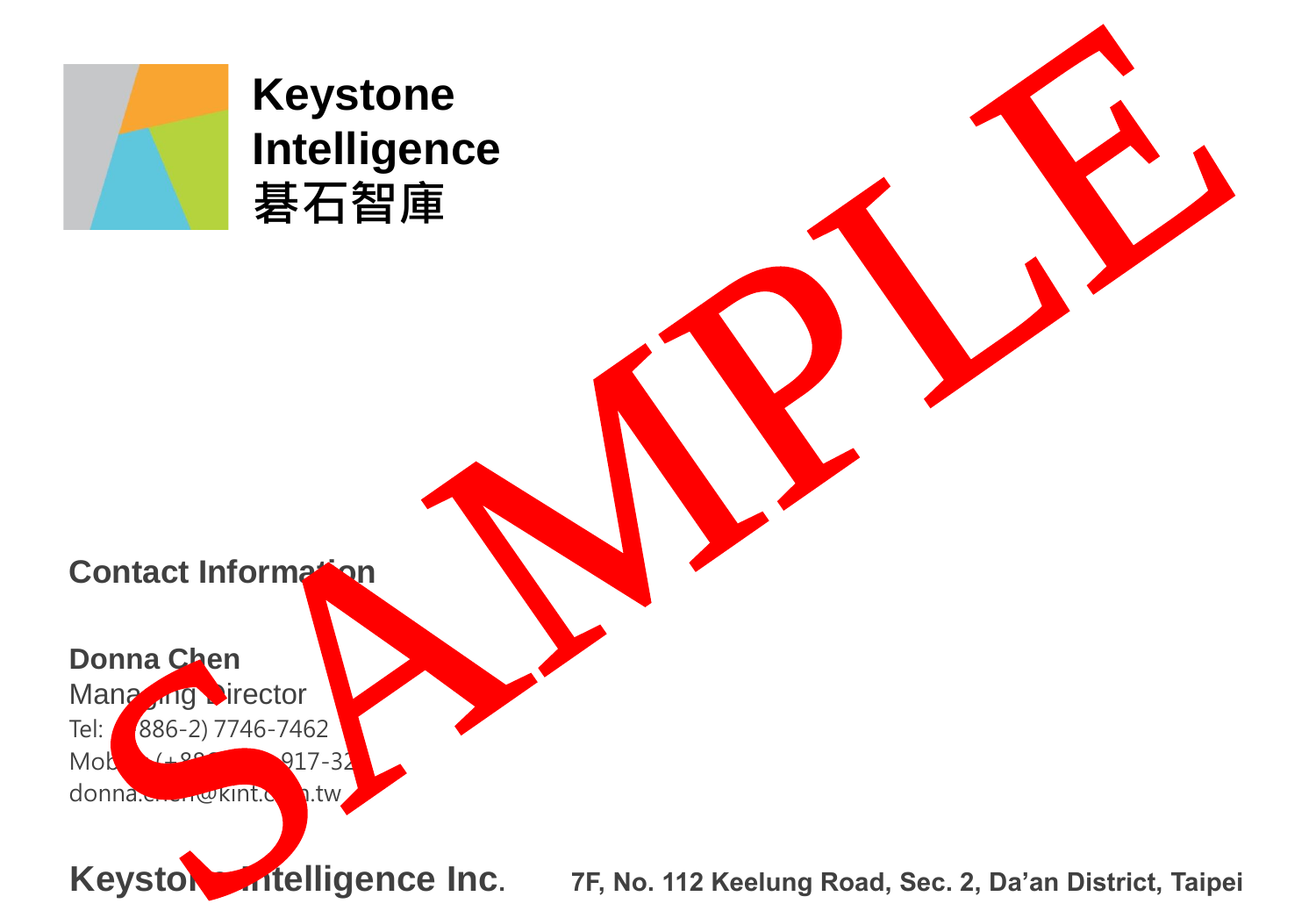**Keystone Intelligence 碁石智庫**

### Contact Information

**Donna Chen**
Managing Director
Tel: (+886-2) 7746-7462
Mobile: (+886) 917-32
donna.chen@kint.com.tw

**Keystone Intelligence Inc.** **7F, No. 112 Keelung Road, Sec. 2, Da'an District, Taipei**